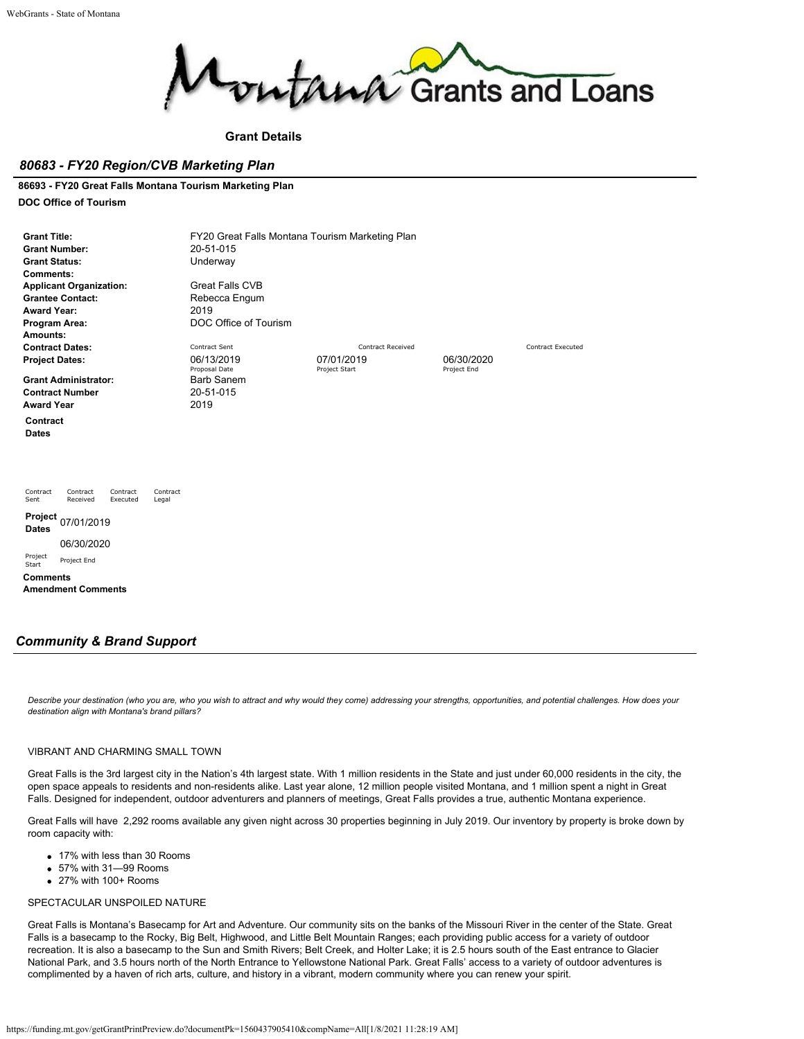Montana Grants and Loans

**Grant Details**

## *80683 - FY20 Region/CVB Marketing Plan*

**86693 - FY20 Great Falls Montana Tourism Marketing Plan**

**DOC Office of Tourism**

| | | | |
|---|---|---|---|
| **Grant Title:** | FY20 Great Falls Montana Tourism Marketing Plan | | |
| **Grant Number:** | 20-51-015 | | |
| **Grant Status:** | Underway | | |
| **Comments:** | | | |
| **Applicant Organization:** | Great Falls CVB | | |
| **Grantee Contact:** | Rebecca Engum | | |
| **Award Year:** | 2019 | | |
| **Program Area:** | DOC Office of Tourism | | |
| **Amounts:** | | | |
| **Contract Dates:** | Contract Sent | Contract Received | Contract Executed |
| **Project Dates:** | 06/13/2019 Proposal Date | 07/01/2019 Project Start | 06/30/2020 Project End |
| **Grant Administrator:** | Barb Sanem | | |
| **Contract Number** | 20-51-015 | | |
| **Award Year** | 2019 | | |

**Contract Dates**

| Contract Sent | Contract Received | Contract Executed | Contract Legal |
|---|---|---|---|
| | | | |

**Project Dates**

| 07/01/2019 | 06/30/2020 |
|---|---|
| Project Start | Project End |

**Comments**

**Amendment Comments**

## *Community & Brand Support*

*Describe your destination (who you are, who you wish to attract and why would they come) addressing your strengths, opportunities, and potential challenges. How does your destination align with Montana's brand pillars?*

VIBRANT AND CHARMING SMALL TOWN

Great Falls is the 3rd largest city in the Nation's 4th largest state. With 1 million residents in the State and just under 60,000 residents in the city, the open space appeals to residents and non-residents alike. Last year alone, 12 million people visited Montana, and 1 million spent a night in Great Falls. Designed for independent, outdoor adventurers and planners of meetings, Great Falls provides a true, authentic Montana experience.

Great Falls will have 2,292 rooms available any given night across 30 properties beginning in July 2019. Our inventory by property is broke down by room capacity with:

- 17% with less than 30 Rooms
- 57% with 31—99 Rooms
- 27% with 100+ Rooms

SPECTACULAR UNSPOILED NATURE

Great Falls is Montana's Basecamp for Art and Adventure. Our community sits on the banks of the Missouri River in the center of the State. Great Falls is a basecamp to the Rocky, Big Belt, Highwood, and Little Belt Mountain Ranges; each providing public access for a variety of outdoor recreation. It is also a basecamp to the Sun and Smith Rivers; Belt Creek, and Holter Lake; it is 2.5 hours south of the East entrance to Glacier National Park, and 3.5 hours north of the North Entrance to Yellowstone National Park. Great Falls' access to a variety of outdoor adventures is complimented by a haven of rich arts, culture, and history in a vibrant, modern community where you can renew your spirit.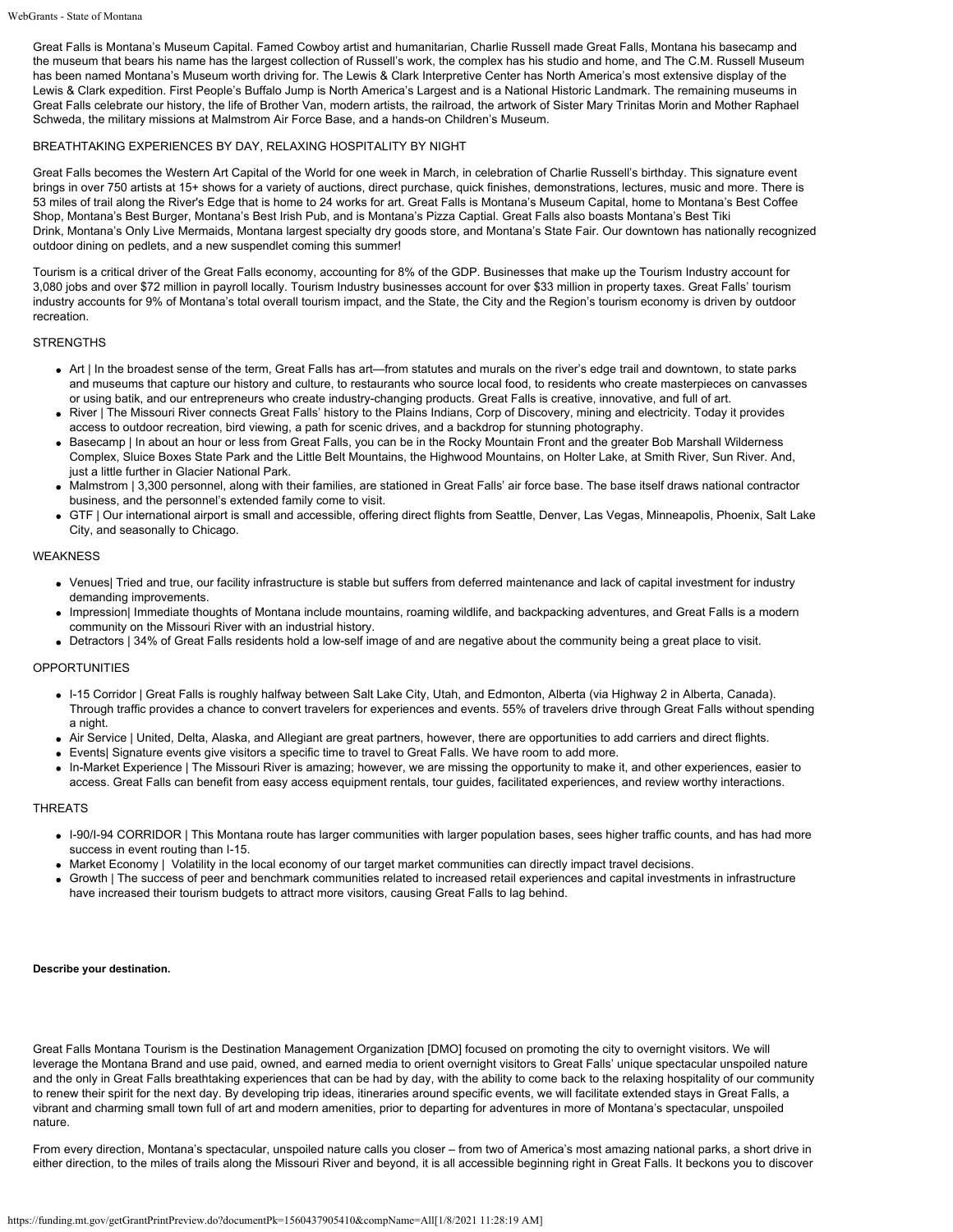Great Falls is Montana's Museum Capital. Famed Cowboy artist and humanitarian, Charlie Russell made Great Falls, Montana his basecamp and the museum that bears his name has the largest collection of Russell's work, the complex has his studio and home, and The C.M. Russell Museum has been named Montana's Museum worth driving for. The Lewis & Clark Interpretive Center has North America's most extensive display of the Lewis & Clark expedition. First People's Buffalo Jump is North America's Largest and is a National Historic Landmark. The remaining museums in Great Falls celebrate our history, the life of Brother Van, modern artists, the railroad, the artwork of Sister Mary Trinitas Morin and Mother Raphael Schweda, the military missions at Malmstrom Air Force Base, and a hands-on Children's Museum.

BREATHTAKING EXPERIENCES BY DAY, RELAXING HOSPITALITY BY NIGHT

Great Falls becomes the Western Art Capital of the World for one week in March, in celebration of Charlie Russell's birthday. This signature event brings in over 750 artists at 15+ shows for a variety of auctions, direct purchase, quick finishes, demonstrations, lectures, music and more. There is 53 miles of trail along the River's Edge that is home to 24 works for art. Great Falls is Montana's Museum Capital, home to Montana's Best Coffee Shop, Montana's Best Burger, Montana's Best Irish Pub, and is Montana's Pizza Captial. Great Falls also boasts Montana's Best Tiki Drink, Montana's Only Live Mermaids, Montana largest specialty dry goods store, and Montana's State Fair. Our downtown has nationally recognized outdoor dining on pedlets, and a new suspendlet coming this summer!

Tourism is a critical driver of the Great Falls economy, accounting for 8% of the GDP. Businesses that make up the Tourism Industry account for 3,080 jobs and over $72 million in payroll locally. Tourism Industry businesses account for over $33 million in property taxes. Great Falls' tourism industry accounts for 9% of Montana's total overall tourism impact, and the State, the City and the Region's tourism economy is driven by outdoor recreation.

STRENGTHS

- Art | In the broadest sense of the term, Great Falls has art—from statutes and murals on the river's edge trail and downtown, to state parks and museums that capture our history and culture, to restaurants who source local food, to residents who create masterpieces on canvasses or using batik, and our entrepreneurs who create industry-changing products. Great Falls is creative, innovative, and full of art.
- River | The Missouri River connects Great Falls' history to the Plains Indians, Corp of Discovery, mining and electricity. Today it provides access to outdoor recreation, bird viewing, a path for scenic drives, and a backdrop for stunning photography.
- Basecamp | In about an hour or less from Great Falls, you can be in the Rocky Mountain Front and the greater Bob Marshall Wilderness Complex, Sluice Boxes State Park and the Little Belt Mountains, the Highwood Mountains, on Holter Lake, at Smith River, Sun River. And, just a little further in Glacier National Park.
- Malmstrom | 3,300 personnel, along with their families, are stationed in Great Falls' air force base. The base itself draws national contractor business, and the personnel's extended family come to visit.
- GTF | Our international airport is small and accessible, offering direct flights from Seattle, Denver, Las Vegas, Minneapolis, Phoenix, Salt Lake City, and seasonally to Chicago.

WEAKNESS

- Venues| Tried and true, our facility infrastructure is stable but suffers from deferred maintenance and lack of capital investment for industry demanding improvements.
- Impression| Immediate thoughts of Montana include mountains, roaming wildlife, and backpacking adventures, and Great Falls is a modern community on the Missouri River with an industrial history.
- Detractors | 34% of Great Falls residents hold a low-self image of and are negative about the community being a great place to visit.

OPPORTUNITIES

- I-15 Corridor | Great Falls is roughly halfway between Salt Lake City, Utah, and Edmonton, Alberta (via Highway 2 in Alberta, Canada). Through traffic provides a chance to convert travelers for experiences and events. 55% of travelers drive through Great Falls without spending a night.
- Air Service | United, Delta, Alaska, and Allegiant are great partners, however, there are opportunities to add carriers and direct flights.
- Events| Signature events give visitors a specific time to travel to Great Falls. We have room to add more.
- In-Market Experience | The Missouri River is amazing; however, we are missing the opportunity to make it, and other experiences, easier to access. Great Falls can benefit from easy access equipment rentals, tour guides, facilitated experiences, and review worthy interactions.

THREATS

- I-90/I-94 CORRIDOR | This Montana route has larger communities with larger population bases, sees higher traffic counts, and has had more success in event routing than I-15.
- Market Economy | Volatility in the local economy of our target market communities can directly impact travel decisions.
- Growth | The success of peer and benchmark communities related to increased retail experiences and capital investments in infrastructure have increased their tourism budgets to attract more visitors, causing Great Falls to lag behind.

**Describe your destination.**

Great Falls Montana Tourism is the Destination Management Organization [DMO] focused on promoting the city to overnight visitors. We will leverage the Montana Brand and use paid, owned, and earned media to orient overnight visitors to Great Falls' unique spectacular unspoiled nature and the only in Great Falls breathtaking experiences that can be had by day, with the ability to come back to the relaxing hospitality of our community to renew their spirit for the next day. By developing trip ideas, itineraries around specific events, we will facilitate extended stays in Great Falls, a vibrant and charming small town full of art and modern amenities, prior to departing for adventures in more of Montana's spectacular, unspoiled nature.

From every direction, Montana's spectacular, unspoiled nature calls you closer – from two of America's most amazing national parks, a short drive in either direction, to the miles of trails along the Missouri River and beyond, it is all accessible beginning right in Great Falls. It beckons you to discover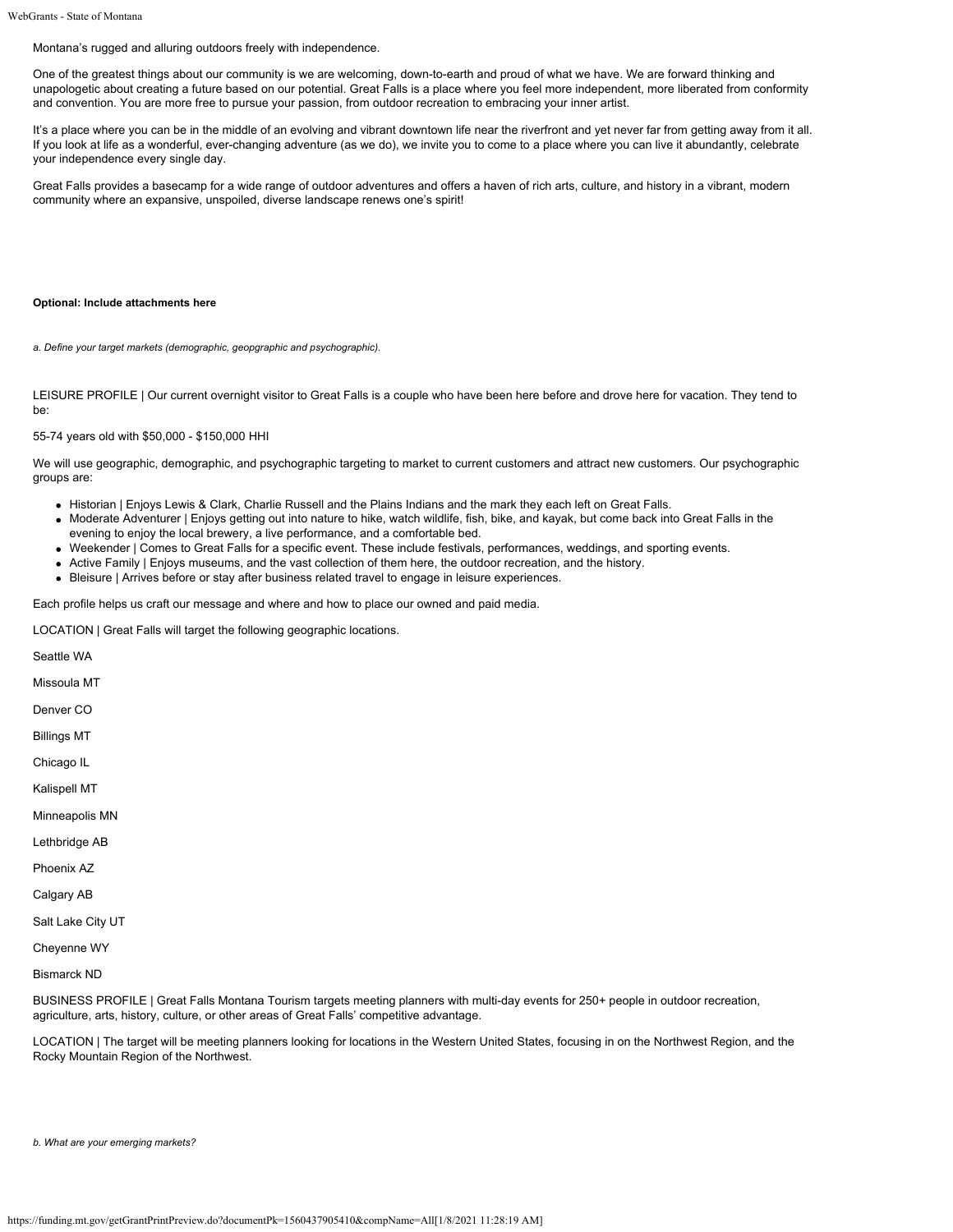Montana's rugged and alluring outdoors freely with independence.

One of the greatest things about our community is we are welcoming, down-to-earth and proud of what we have. We are forward thinking and unapologetic about creating a future based on our potential. Great Falls is a place where you feel more independent, more liberated from conformity and convention. You are more free to pursue your passion, from outdoor recreation to embracing your inner artist.

It's a place where you can be in the middle of an evolving and vibrant downtown life near the riverfront and yet never far from getting away from it all. If you look at life as a wonderful, ever-changing adventure (as we do), we invite you to come to a place where you can live it abundantly, celebrate your independence every single day.

Great Falls provides a basecamp for a wide range of outdoor adventures and offers a haven of rich arts, culture, and history in a vibrant, modern community where an expansive, unspoiled, diverse landscape renews one's spirit!

**Optional: Include attachments here**

*a. Define your target markets (demographic, geopgraphic and psychographic).*

LEISURE PROFILE | Our current overnight visitor to Great Falls is a couple who have been here before and drove here for vacation. They tend to be:

55-74 years old with $50,000 - $150,000 HHI

We will use geographic, demographic, and psychographic targeting to market to current customers and attract new customers. Our psychographic groups are:

- Historian | Enjoys Lewis & Clark, Charlie Russell and the Plains Indians and the mark they each left on Great Falls.
- Moderate Adventurer | Enjoys getting out into nature to hike, watch wildlife, fish, bike, and kayak, but come back into Great Falls in the evening to enjoy the local brewery, a live performance, and a comfortable bed.
- Weekender | Comes to Great Falls for a specific event. These include festivals, performances, weddings, and sporting events.
- Active Family | Enjoys museums, and the vast collection of them here, the outdoor recreation, and the history.
- Bleisure | Arrives before or stay after business related travel to engage in leisure experiences.

Each profile helps us craft our message and where and how to place our owned and paid media.

LOCATION | Great Falls will target the following geographic locations.

Seattle WA

Missoula MT

Denver CO

Billings MT

Chicago IL

Kalispell MT

Minneapolis MN

Lethbridge AB

Phoenix AZ

Calgary AB

Salt Lake City UT

Cheyenne WY

Bismarck ND

BUSINESS PROFILE | Great Falls Montana Tourism targets meeting planners with multi-day events for 250+ people in outdoor recreation, agriculture, arts, history, culture, or other areas of Great Falls' competitive advantage.

LOCATION | The target will be meeting planners looking for locations in the Western United States, focusing in on the Northwest Region, and the Rocky Mountain Region of the Northwest.

*b. What are your emerging markets?*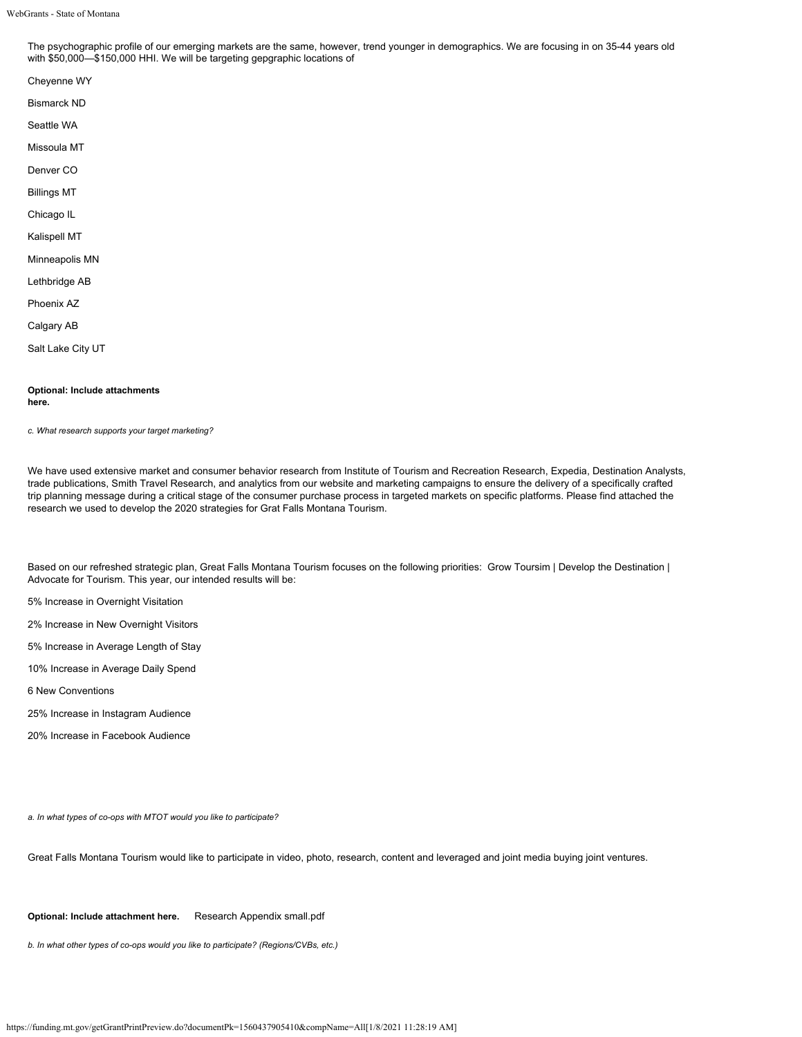The psychographic profile of our emerging markets are the same, however, trend younger in demographics. We are focusing in on 35-44 years old with $50,000—$150,000 HHI. We will be targeting gepgraphic locations of

Cheyenne WY

Bismarck ND

Seattle WA

Missoula MT

Denver CO

Billings MT

Chicago IL

Kalispell MT

Minneapolis MN

Lethbridge AB

Phoenix AZ

Calgary AB

Salt Lake City UT

**Optional: Include attachments here.**

*c. What research supports your target marketing?*

We have used extensive market and consumer behavior research from Institute of Tourism and Recreation Research, Expedia, Destination Analysts, trade publications, Smith Travel Research, and analytics from our website and marketing campaigns to ensure the delivery of a specifically crafted trip planning message during a critical stage of the consumer purchase process in targeted markets on specific platforms. Please find attached the research we used to develop the 2020 strategies for Grat Falls Montana Tourism.

Based on our refreshed strategic plan, Great Falls Montana Tourism focuses on the following priorities: Grow Toursim | Develop the Destination | Advocate for Tourism. This year, our intended results will be:

5% Increase in Overnight Visitation

2% Increase in New Overnight Visitors

5% Increase in Average Length of Stay

10% Increase in Average Daily Spend

6 New Conventions

25% Increase in Instagram Audience

20% Increase in Facebook Audience

*a. In what types of co-ops with MTOT would you like to participate?*

Great Falls Montana Tourism would like to participate in video, photo, research, content and leveraged and joint media buying joint ventures.

**Optional: Include attachment here.** Research Appendix small.pdf

*b. In what other types of co-ops would you like to participate? (Regions/CVBs, etc.)*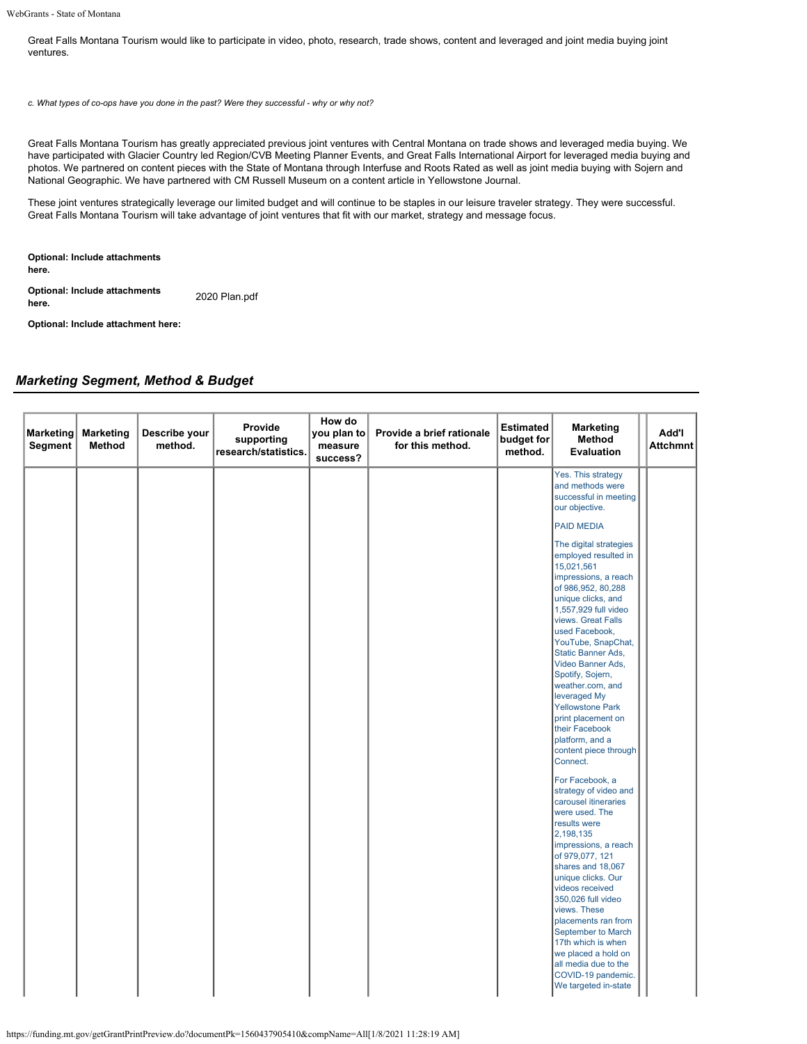Great Falls Montana Tourism would like to participate in video, photo, research, trade shows, content and leveraged and joint media buying joint ventures.

*c. What types of co-ops have you done in the past? Were they successful - why or why not?*

Great Falls Montana Tourism has greatly appreciated previous joint ventures with Central Montana on trade shows and leveraged media buying. We have participated with Glacier Country led Region/CVB Meeting Planner Events, and Great Falls International Airport for leveraged media buying and photos. We partnered on content pieces with the State of Montana through Interfuse and Roots Rated as well as joint media buying with Sojern and National Geographic. We have partnered with CM Russell Museum on a content article in Yellowstone Journal.

These joint ventures strategically leverage our limited budget and will continue to be staples in our leisure traveler strategy. They were successful. Great Falls Montana Tourism will take advantage of joint ventures that fit with our market, strategy and message focus.

**Optional: Include attachments here.**

**Optional: Include attachments here.** 2020 Plan.pdf

**Optional: Include attachment here:**

## *Marketing Segment, Method & Budget*

| Marketing Segment | Marketing Method | Describe your method. | Provide supporting research/statistics. | How do you plan to measure success? | Provide a brief rationale for this method. | Estimated budget for method. | Marketing Method Evaluation | | Add'l Attchmnt |
|---|---|---|---|---|---|---|---|---|---|
| | | | | | | | Yes. This strategy and methods were successful in meeting our objective.<br><br>PAID MEDIA<br><br>The digital strategies employed resulted in 15,021,561 impressions, a reach of 986,952, 80,288 unique clicks, and 1,557,929 full video views. Great Falls used Facebook, YouTube, SnapChat, Static Banner Ads, Video Banner Ads, Spotify, Sojern, weather.com, and leveraged My Yellowstone Park print placement on their Facebook platform, and a content piece through Connect.<br><br>For Facebook, a strategy of video and carousel itineraries were used. The results were 2,198,135 impressions, a reach of 979,077, 121 shares and 18,067 unique clicks. Our videos received 350,026 full video views. These placements ran from September to March 17th which is when we placed a hold on all media due to the COVID-19 pandemic. We targeted in-state | | |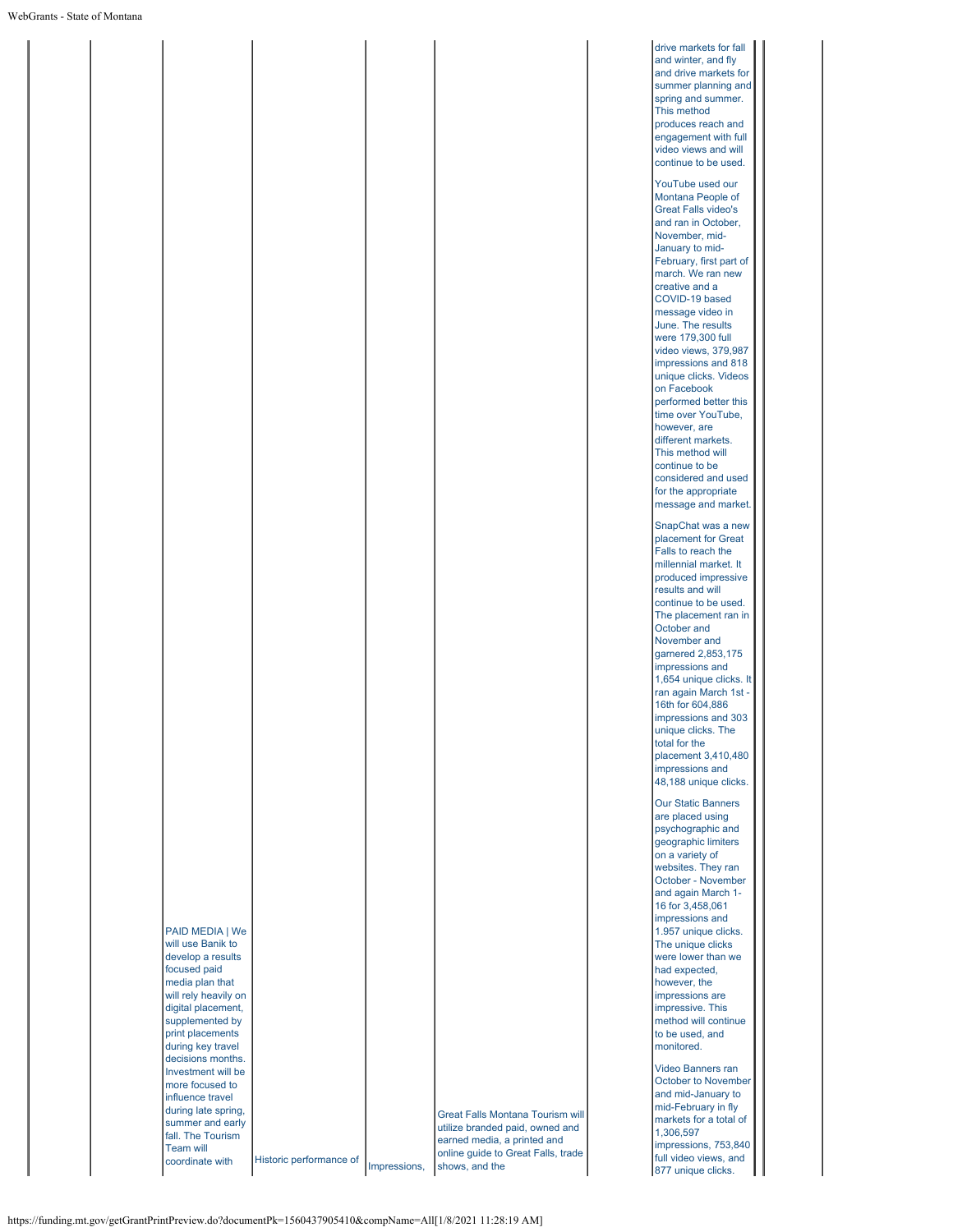| | | | | | | | | | |
|---|---|---|---|---|---|---|---|---|---|
| | | PAID MEDIA \| We will use Banik to develop a results focused paid media plan that will rely heavily on digital placement, supplemented by print placements during key travel decisions months. Investment will be more focused to influence travel during late spring, summer and early fall. The Tourism Team will coordinate with | Historic performance of | Impressions, | Great Falls Montana Tourism will utilize branded paid, owned and earned media, a printed and online guide to Great Falls, trade shows, and the | | drive markets for fall and winter, and fly and drive markets for summer planning and spring and summer. This method produces reach and engagement with full video views and will continue to be used.<br><br>YouTube used our Montana People of Great Falls video's and ran in October, November, mid-January to mid-February, first part of march. We ran new creative and a COVID-19 based message video in June. The results were 179,300 full video views, 379,987 impressions and 818 unique clicks. Videos on Facebook performed better this time over YouTube, however, are different markets. This method will continue to be considered and used for the appropriate message and market.<br><br>SnapChat was a new placement for Great Falls to reach the millennial market. It produced impressive results and will continue to be used. The placement ran in October and November and garnered 2,853,175 impressions and 1,654 unique clicks. It ran again March 1st - 16th for 604,886 impressions and 303 unique clicks. The total for the placement 3,410,480 impressions and 48,188 unique clicks.<br><br>Our Static Banners are placed using psychographic and geographic limiters on a variety of websites. They ran October - November and again March 1-16 for 3,458,061 impressions and 1.957 unique clicks. The unique clicks were lower than we had expected, however, the impressions are impressive. This method will continue to be used, and monitored.<br><br>Video Banners ran October to November and mid-January to mid-February in fly markets for a total of 1,306,597 impressions, 753,840 full video views, and 877 unique clicks. | | |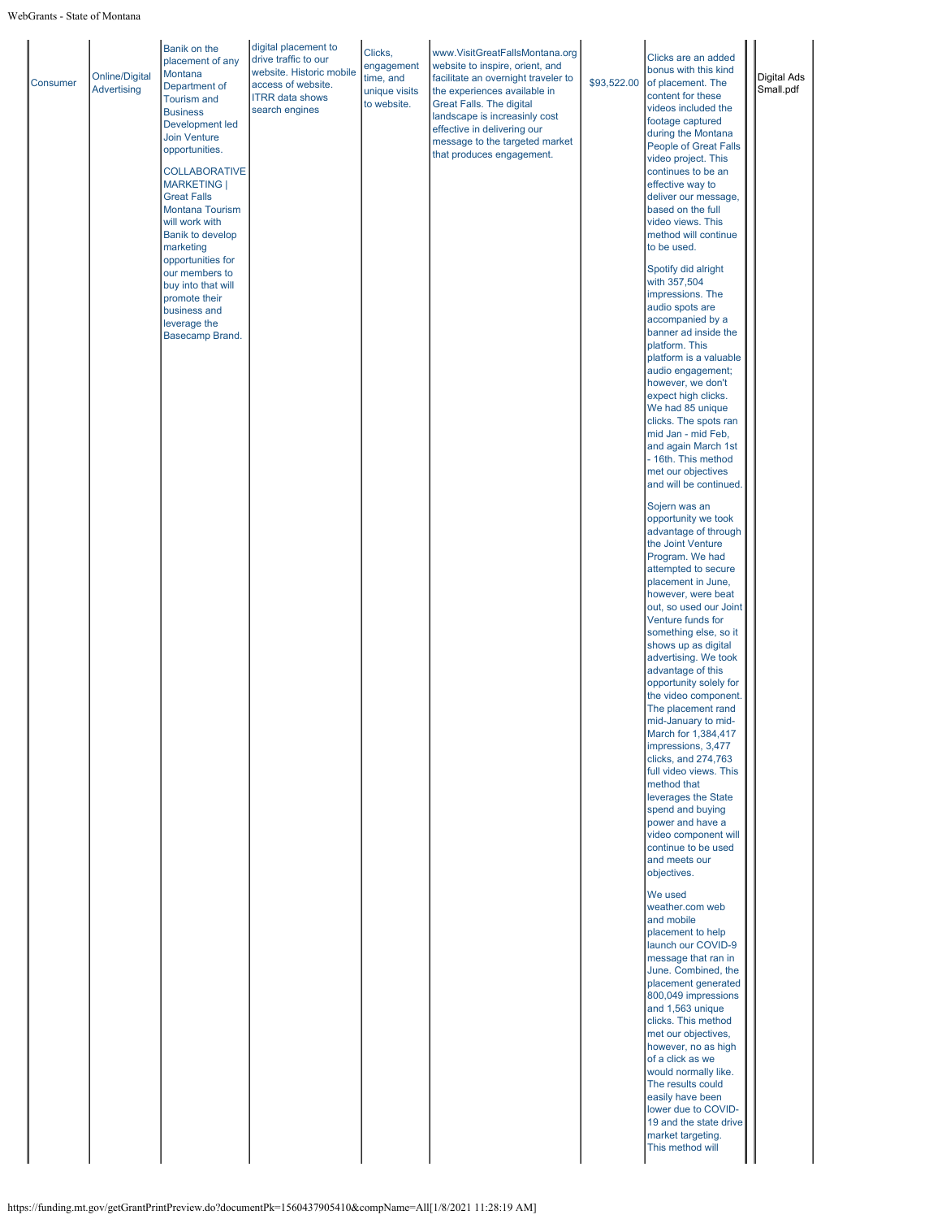| | | | | | | | | |
|---|---|---|---|---|---|---|---|---|
| Consumer | Online/Digital Advertising | Banik on the placement of any Montana Department of Tourism and Business Development led Join Venture opportunities.<br><br>COLLABORATIVE MARKETING \| Great Falls Montana Tourism will work with Banik to develop marketing opportunities for our members to buy into that will promote their business and leverage the Basecamp Brand. | digital placement to drive traffic to our website. Historic mobile access of website. ITRR data shows search engines | Clicks, engagement time, and unique visits to website. | www.VisitGreatFallsMontana.org website to inspire, orient, and facilitate an overnight traveler to the experiences available in Great Falls. The digital landscape is increasinly cost effective in delivering our message to the targeted market that produces engagement. | $93,522.00 | Clicks are an added bonus with this kind of placement. The content for these videos included the footage captured during the Montana People of Great Falls video project. This continues to be an effective way to deliver our message, based on the full video views. This method will continue to be used.<br><br>Spotify did alright with 357,504 impressions. The audio spots are accompanied by a banner ad inside the platform. This platform is a valuable audio engagement; however, we don't expect high clicks. We had 85 unique clicks. The spots ran mid Jan - mid Feb, and again March 1st - 16th. This method met our objectives and will be continued.<br><br>Sojern was an opportunity we took advantage of through the Joint Venture Program. We had attempted to secure placement in June, however, were beat out, so used our Joint Venture funds for something else, so it shows up as digital advertising. We took advantage of this opportunity solely for the video component. The placement rand mid-January to mid-March for 1,384,417 impressions, 3,477 clicks, and 274,763 full video views. This method that leverages the State spend and buying power and have a video component will continue to be used and meets our objectives.<br><br>We used weather.com web and mobile placement to help launch our COVID-9 message that ran in June. Combined, the placement generated 800,049 impressions and 1,563 unique clicks. This method met our objectives, however, no as high of a click as we would normally like. The results could easily have been lower due to COVID-19 and the state drive market targeting. This method will | Digital Ads Small.pdf |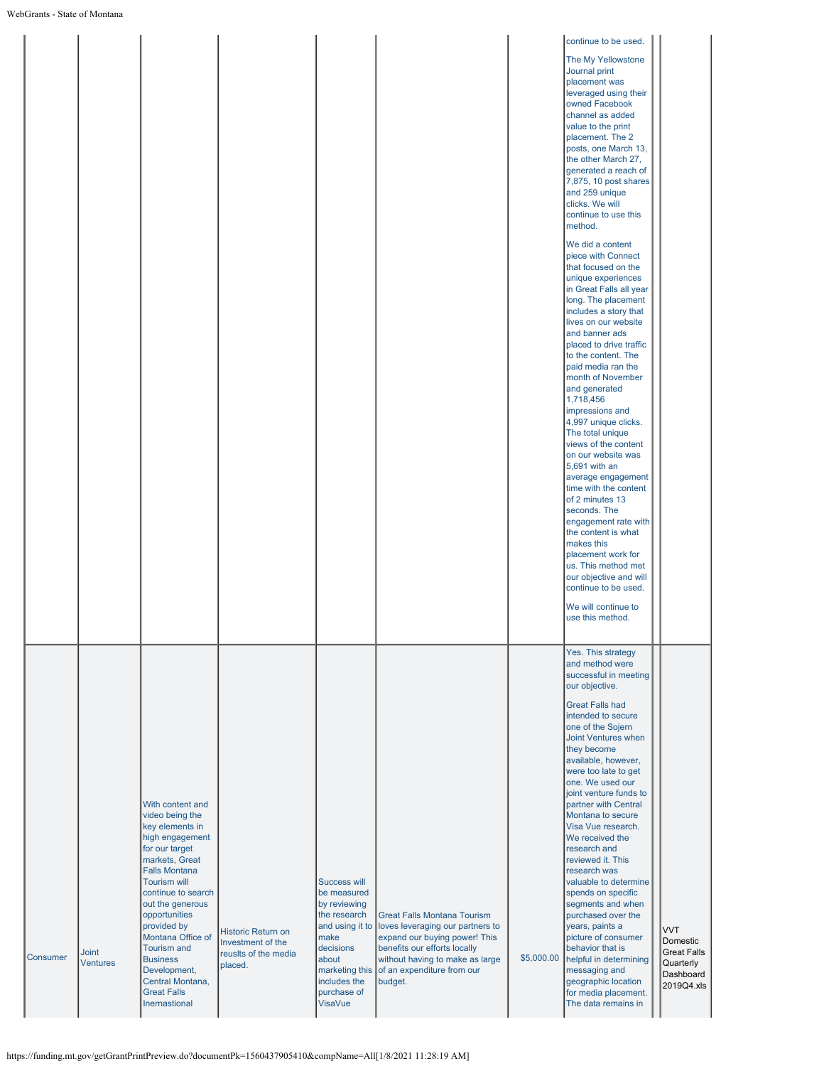| | | | | | | | | | |
|---|---|---|---|---|---|---|---|---|---|
| | | | | | | | continue to be used.<br><br>The My Yellowstone Journal print placement was leveraged using their owned Facebook channel as added value to the print placement. The 2 posts, one March 13, the other March 27, generated a reach of 7,875, 10 post shares and 259 unique clicks. We will continue to use this method.<br><br>We did a content piece with Connect that focused on the unique experiences in Great Falls all year long. The placement includes a story that lives on our website and banner ads placed to drive traffic to the content. The paid media ran the month of November and generated 1,718,456 impressions and 4,997 unique clicks. The total unique views of the content on our website was 5,691 with an average engagement time with the content of 2 minutes 13 seconds. The engagement rate with the content is what makes this placement work for us. This method met our objective and will continue to be used.<br><br>We will continue to use this method. | | |
| Consumer | Joint Ventures | With content and video being the key elements in high engagement for our target markets, Great Falls Montana Tourism will continue to search out the generous opportunities provided by Montana Office of Tourism and Business Development, Central Montana, Great Falls Inernastional | Historic Return on Investment of the reuslts of the media placed. | Success will be measured by reviewing the research and using it to make decisions about marketing this includes the purchase of VisaVue | Great Falls Montana Tourism loves leveraging our partners to expand our buying power! This benefits our efforts locally without having to make as large of an expenditure from our budget. | $5,000.00 | Yes. This strategy and method were successful in meeting our objective.<br><br>Great Falls had intended to secure one of the Sojern Joint Ventures when they become available, however, were too late to get one. We used our joint venture funds to partner with Central Montana to secure Visa Vue research. We received the research and reviewed it. This research was valuable to determine spends on specific segments and when purchased over the years, paints a picture of consumer behavior that is helpful in determining messaging and geographic location for media placement. The data remains in | | VVT Domestic Great Falls Quarterly Dashboard 2019Q4.xls |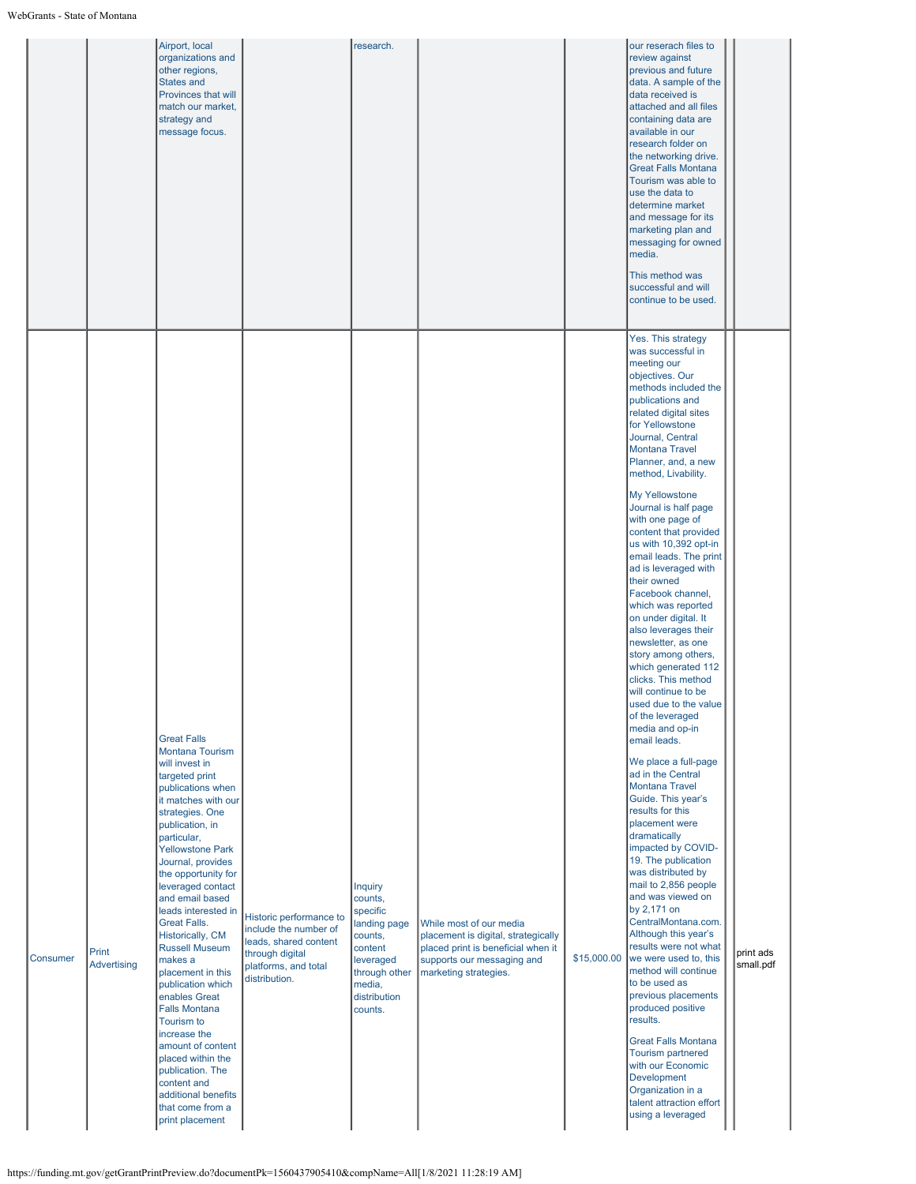| | | | | | | | | | |
|---|---|---|---|---|---|---|---|---|---|
| | | Airport, local organizations and other regions, States and Provinces that will match our market, strategy and message focus. | | research. | | | our reserach files to review against previous and future data. A sample of the data received is attached and all files containing data are available in our research folder on the networking drive. Great Falls Montana Tourism was able to use the data to determine market and message for its marketing plan and messaging for owned media.<br><br>This method was successful and will continue to be used. | | |
| Consumer | Print Advertising | Great Falls Montana Tourism will invest in targeted print publications when it matches with our strategies. One publication, in particular, Yellowstone Park Journal, provides the opportunity for leveraged contact and email based leads interested in Great Falls. Historically, CM Russell Museum makes a placement in this publication which enables Great Falls Montana Tourism to increase the amount of content placed within the publication. The content and additional benefits that come from a print placement | Historic performance to include the number of leads, shared content through digital platforms, and total distribution. | Inquiry counts, specific landing page counts, content leveraged through other media, distribution counts. | While most of our media placement is digital, strategically placed print is beneficial when it supports our messaging and marketing strategies. | $15,000.00 | Yes. This strategy was successful in meeting our objectives. Our methods included the publications and related digital sites for Yellowstone Journal, Central Montana Travel Planner, and, a new method, Livability.<br><br>My Yellowstone Journal is half page with one page of content that provided us with 10,392 opt-in email leads. The print ad is leveraged with their owned Facebook channel, which was reported on under digital. It also leverages their newsletter, as one story among others, which generated 112 clicks. This method will continue to be used due to the value of the leveraged media and op-in email leads.<br><br>We place a full-page ad in the Central Montana Travel Guide. This year's results for this placement were dramatically impacted by COVID-19. The publication was distributed by mail to 2,856 people and was viewed on by 2,171 on CentralMontana.com. Although this year's results were not what we were used to, this method will continue to be used as previous placements produced positive results.<br><br>Great Falls Montana Tourism partnered with our Economic Development Organization in a talent attraction effort using a leveraged | | print ads small.pdf |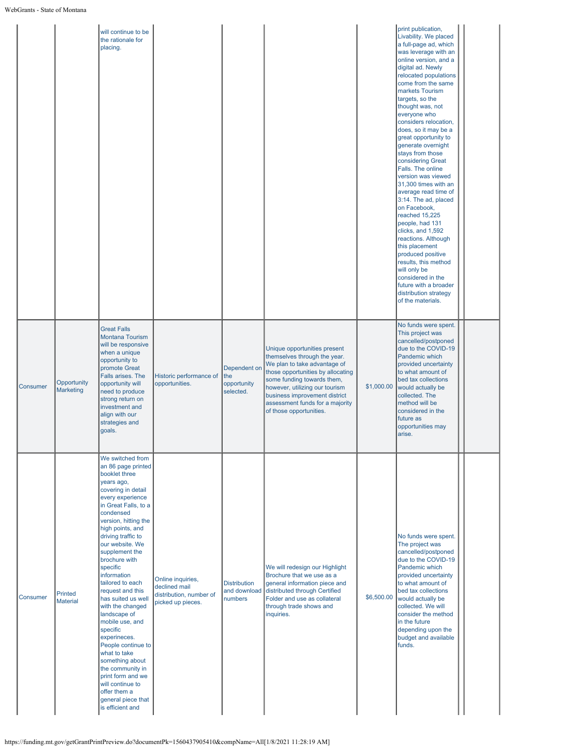| | | | | | | | | | |
|---|---|---|---|---|---|---|---|---|---|
| | | will continue to be the rationale for placing. | | | | | print publication, Livability. We placed a full-page ad, which was leverage with an online version, and a digital ad. Newly relocated populations come from the same markets Tourism targets, so the thought was, not everyone who considers relocation, does, so it may be a great opportunity to generate overnight stays from those considering Great Falls. The online version was viewed 31,300 times with an average read time of 3:14. The ad, placed on Facebook, reached 15,225 people, had 131 clicks, and 1,592 reactions. Although this placement produced positive results, this method will only be considered in the future with a broader distribution strategy of the materials. | | |
| Consumer | Opportunity Marketing | Great Falls Montana Tourism will be responsive when a unique opportunity to promote Great Falls arises. The opportunity will need to produce strong return on investment and align with our strategies and goals. | Historic performance of opportunities. | Dependent on the opportunity selected. | Unique opportunities present themselves through the year. We plan to take advantage of those opportunities by allocating some funding towards them, however, utilizing our tourism business improvement district assessment funds for a majority of those opportunities. | $1,000.00 | No funds were spent. This project was cancelled/postponed due to the COVID-19 Pandemic which provided uncertainty to what amount of bed tax collections would actually be collected. The method will be considered in the future as opportunities may arise. | | |
| Consumer | Printed Material | We switched from an 86 page printed booklet three years ago, covering in detail every experience in Great Falls, to a condensed version, hitting the high points, and driving traffic to our website. We supplement the brochure with specific information tailored to each request and this has suited us well with the changed landscape of mobile use, and specific experineces. People continue to what to take something about the community in print form and we will continue to offer them a general piece that is efficient and | Online inquiries, declined mail distribution, number of picked up pieces. | Distribution and download numbers | We will redesign our Highlight Brochure that we use as a general information piece and distributed through Certified Folder and use as collateral through trade shows and inquiries. | $6,500.00 | No funds were spent. The project was cancelled/postponed due to the COVID-19 Pandemic which provided uncertainty to what amount of bed tax collections would actually be collected. We will consider the method in the future depending upon the budget and available funds. | | |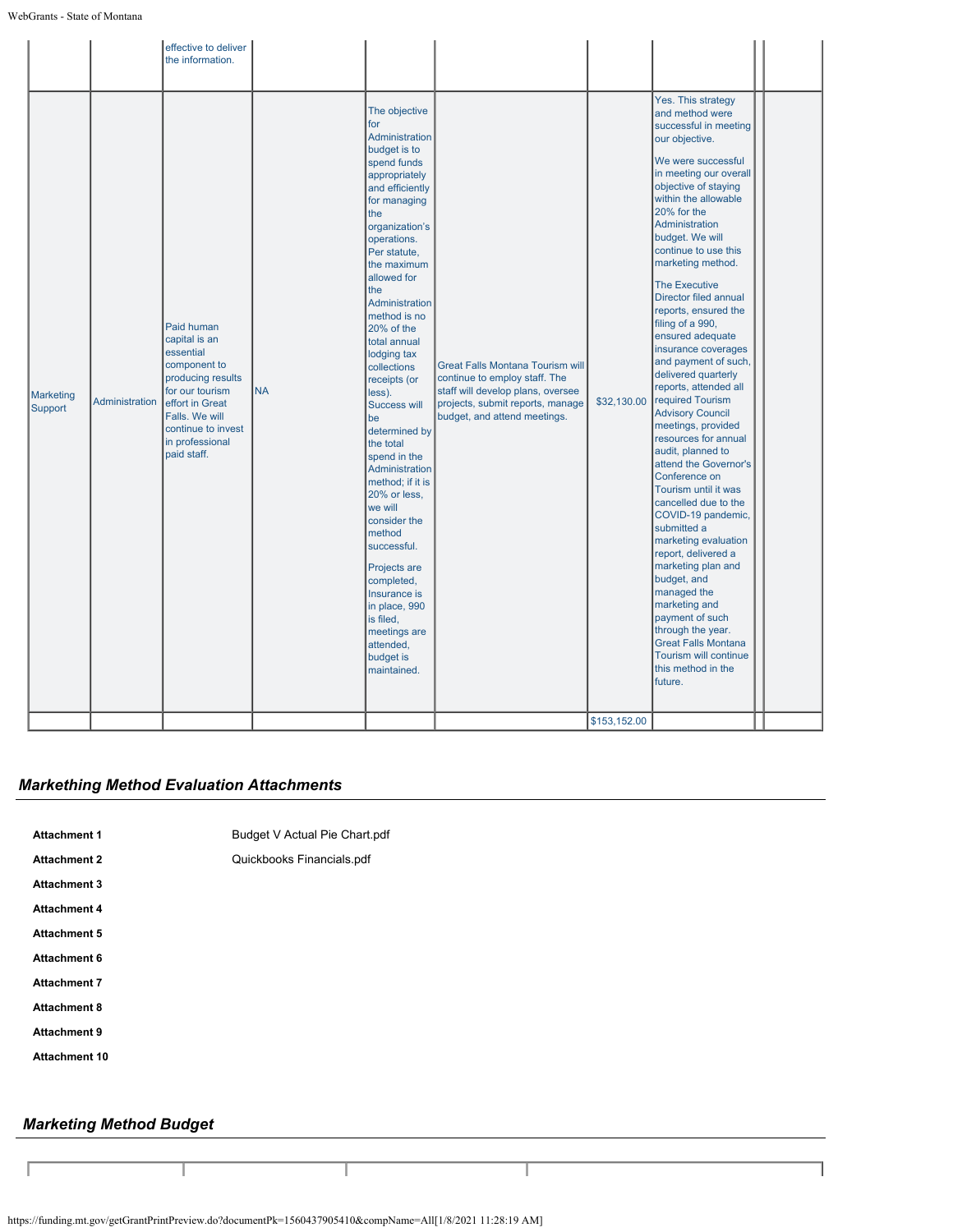| | | | | | | | | | |
|---|---|---|---|---|---|---|---|---|---|
| | | effective to deliver the information. | | | | | | | |
| Marketing Support | Administration | Paid human capital is an essential component to producing results for our tourism effort in Great Falls. We will continue to invest in professional paid staff. | NA | The objective for Administration budget is to spend funds appropriately and efficiently for managing the organization's operations. Per statute, the maximum allowed for the Administration method is no 20% of the total annual lodging tax collections receipts (or less). Success will be determined by the total spend in the Administration method; if it is 20% or less, we will consider the method successful.<br><br>Projects are completed, Insurance is in place, 990 is filed, meetings are attended, budget is maintained. | Great Falls Montana Tourism will continue to employ staff. The staff will develop plans, oversee projects, submit reports, manage budget, and attend meetings. | $32,130.00 | Yes. This strategy and method were successful in meeting our objective.<br><br>We were successful in meeting our overall objective of staying within the allowable 20% for the Administration budget. We will continue to use this marketing method.<br><br>The Executive Director filed annual reports, ensured the filing of a 990, ensured adequate insurance coverages and payment of such, delivered quarterly reports, attended all required Tourism Advisory Council meetings, provided resources for annual audit, planned to attend the Governor's Conference on Tourism until it was cancelled due to the COVID-19 pandemic, submitted a marketing evaluation report, delivered a marketing plan and budget, and managed the marketing and payment of such through the year. Great Falls Montana Tourism will continue this method in the future. | | |
| | | | | | | $153,152.00 | | | |

## Markething Method Evaluation Attachments

| | |
|---|---|
| **Attachment 1** | Budget V Actual Pie Chart.pdf |
| **Attachment 2** | Quickbooks Financials.pdf |
| **Attachment 3** | |
| **Attachment 4** | |
| **Attachment 5** | |
| **Attachment 6** | |
| **Attachment 7** | |
| **Attachment 8** | |
| **Attachment 9** | |
| **Attachment 10** | |

## Marketing Method Budget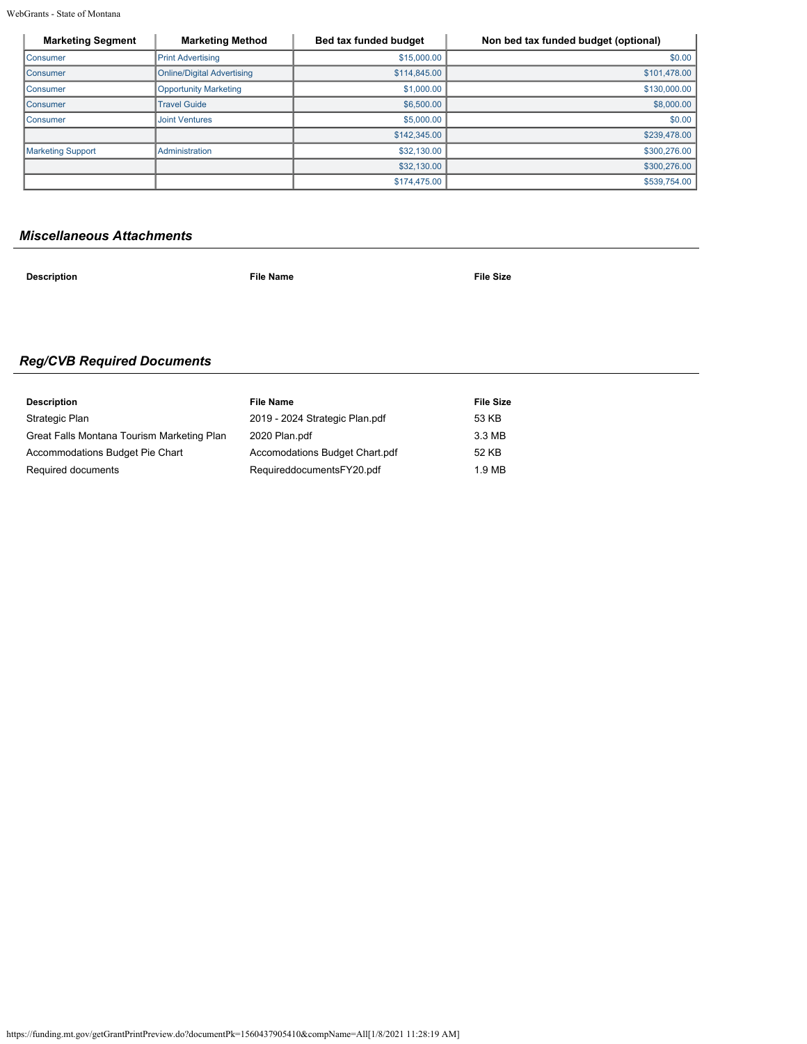| Marketing Segment | Marketing Method | Bed tax funded budget | Non bed tax funded budget (optional) |
|---|---|---|---|
| Consumer | Print Advertising | $15,000.00 | $0.00 |
| Consumer | Online/Digital Advertising | $114,845.00 | $101,478.00 |
| Consumer | Opportunity Marketing | $1,000.00 | $130,000.00 |
| Consumer | Travel Guide | $6,500.00 | $8,000.00 |
| Consumer | Joint Ventures | $5,000.00 | $0.00 |
| | | $142,345.00 | $239,478.00 |
| Marketing Support | Administration | $32,130.00 | $300,276.00 |
| | | $32,130.00 | $300,276.00 |
| | | $174,475.00 | $539,754.00 |

## *Miscellaneous Attachments*

| Description | File Name | File Size |
|---|---|---|

## *Reg/CVB Required Documents*

| Description | File Name | File Size |
|---|---|---|
| Strategic Plan | 2019 - 2024 Strategic Plan.pdf | 53 KB |
| Great Falls Montana Tourism Marketing Plan | 2020 Plan.pdf | 3.3 MB |
| Accommodations Budget Pie Chart | Accomodations Budget Chart.pdf | 52 KB |
| Required documents | RequireddocumentsFY20.pdf | 1.9 MB |